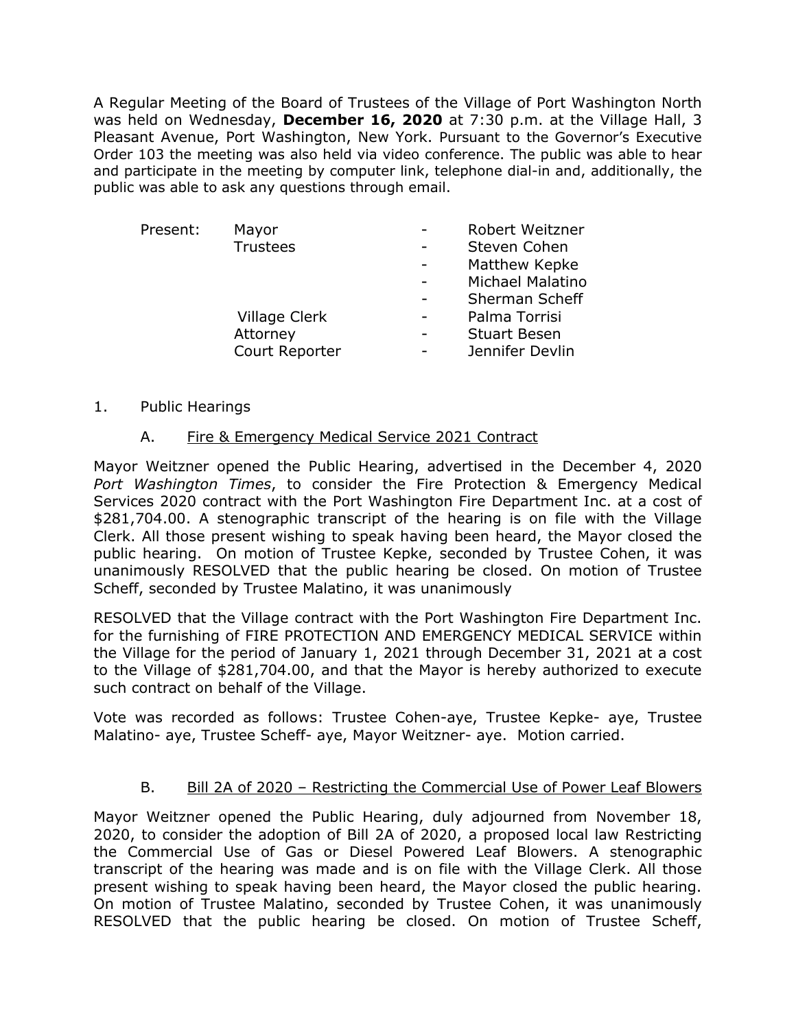A Regular Meeting of the Board of Trustees of the Village of Port Washington North was held on Wednesday, **December 16, 2020** at 7:30 p.m. at the Village Hall, 3 Pleasant Avenue, Port Washington, New York. Pursuant to the Governor's Executive Order 103 the meeting was also held via video conference. The public was able to hear and participate in the meeting by computer link, telephone dial-in and, additionally, the public was able to ask any questions through email.

| Present: | Mayor | - | Robert Weitzner |
|---|---|---|---|
| | Trustees | - | Steven Cohen |
| | | - | Matthew Kepke |
| | | - | Michael Malatino |
| | | - | Sherman Scheff |
| | Village Clerk | - | Palma Torrisi |
| | Attorney | - | Stuart Besen |
| | Court Reporter | - | Jennifer Devlin |

1. Public Hearings

   A. <u>Fire & Emergency Medical Service 2021 Contract</u>

Mayor Weitzner opened the Public Hearing, advertised in the December 4, 2020 *Port Washington Times*, to consider the Fire Protection & Emergency Medical Services 2020 contract with the Port Washington Fire Department Inc. at a cost of $281,704.00. A stenographic transcript of the hearing is on file with the Village Clerk. All those present wishing to speak having been heard, the Mayor closed the public hearing. On motion of Trustee Kepke, seconded by Trustee Cohen, it was unanimously RESOLVED that the public hearing be closed. On motion of Trustee Scheff, seconded by Trustee Malatino, it was unanimously

RESOLVED that the Village contract with the Port Washington Fire Department Inc. for the furnishing of FIRE PROTECTION AND EMERGENCY MEDICAL SERVICE within the Village for the period of January 1, 2021 through December 31, 2021 at a cost to the Village of $281,704.00, and that the Mayor is hereby authorized to execute such contract on behalf of the Village.

Vote was recorded as follows: Trustee Cohen-aye, Trustee Kepke- aye, Trustee Malatino- aye, Trustee Scheff- aye, Mayor Weitzner- aye. Motion carried.

   B. <u>Bill 2A of 2020 – Restricting the Commercial Use of Power Leaf Blowers</u>

Mayor Weitzner opened the Public Hearing, duly adjourned from November 18, 2020, to consider the adoption of Bill 2A of 2020, a proposed local law Restricting the Commercial Use of Gas or Diesel Powered Leaf Blowers. A stenographic transcript of the hearing was made and is on file with the Village Clerk. All those present wishing to speak having been heard, the Mayor closed the public hearing. On motion of Trustee Malatino, seconded by Trustee Cohen, it was unanimously RESOLVED that the public hearing be closed. On motion of Trustee Scheff,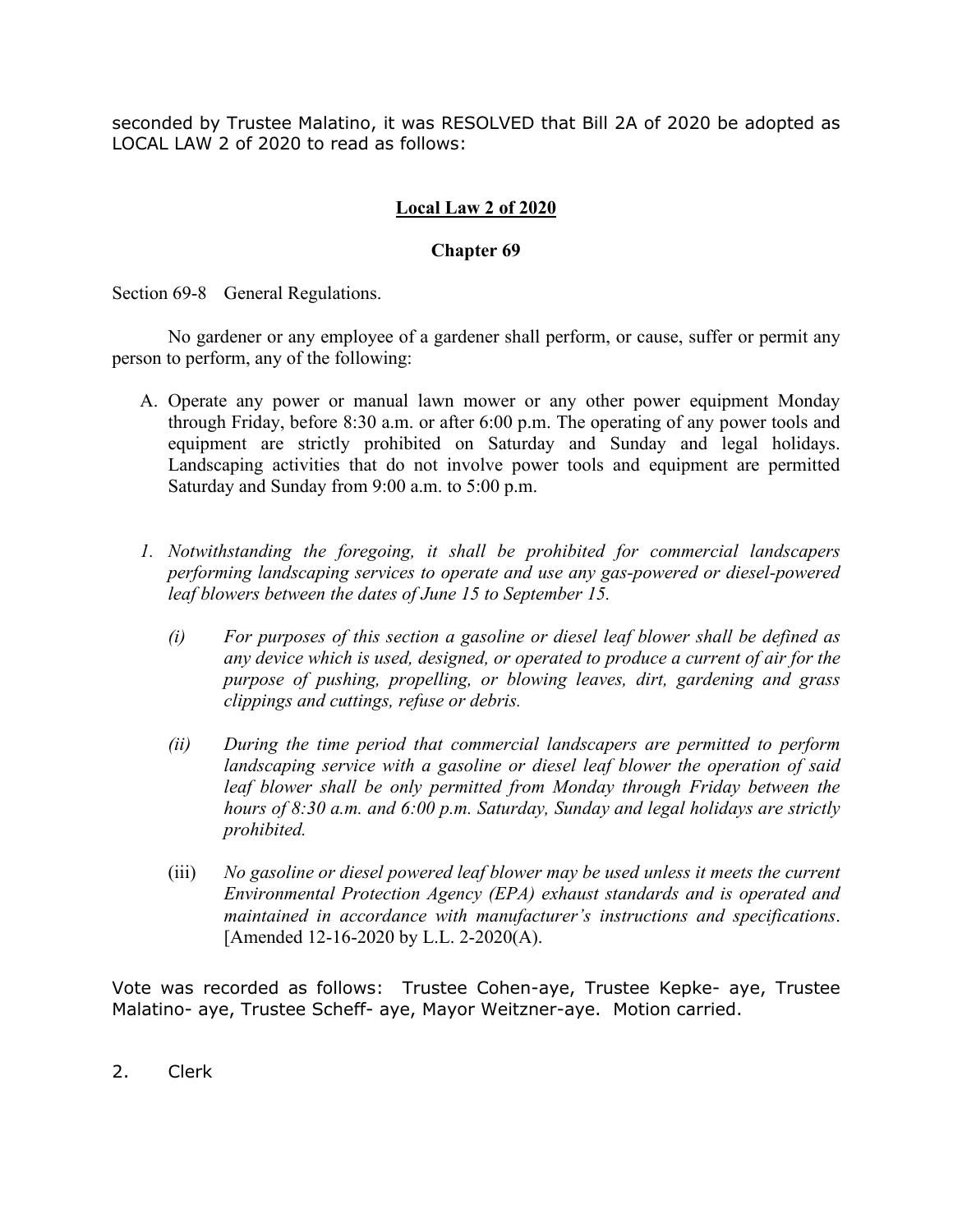seconded by Trustee Malatino, it was RESOLVED that Bill 2A of 2020 be adopted as LOCAL LAW 2 of 2020 to read as follows:

## **Local Law 2 of 2020**

### **Chapter 69**

Section 69-8 General Regulations.

No gardener or any employee of a gardener shall perform, or cause, suffer or permit any person to perform, any of the following:

A. Operate any power or manual lawn mower or any other power equipment Monday through Friday, before 8:30 a.m. or after 6:00 p.m. The operating of any power tools and equipment are strictly prohibited on Saturday and Sunday and legal holidays. Landscaping activities that do not involve power tools and equipment are permitted Saturday and Sunday from 9:00 a.m. to 5:00 p.m.

*1. Notwithstanding the foregoing, it shall be prohibited for commercial landscapers performing landscaping services to operate and use any gas-powered or diesel-powered leaf blowers between the dates of June 15 to September 15.*

*(i) For purposes of this section a gasoline or diesel leaf blower shall be defined as any device which is used, designed, or operated to produce a current of air for the purpose of pushing, propelling, or blowing leaves, dirt, gardening and grass clippings and cuttings, refuse or debris.*

*(ii) During the time period that commercial landscapers are permitted to perform landscaping service with a gasoline or diesel leaf blower the operation of said leaf blower shall be only permitted from Monday through Friday between the hours of 8:30 a.m. and 6:00 p.m. Saturday, Sunday and legal holidays are strictly prohibited.*

(iii) *No gasoline or diesel powered leaf blower may be used unless it meets the current Environmental Protection Agency (EPA) exhaust standards and is operated and maintained in accordance with manufacturer's instructions and specifications*. [Amended 12-16-2020 by L.L. 2-2020(A).

Vote was recorded as follows: Trustee Cohen-aye, Trustee Kepke- aye, Trustee Malatino- aye, Trustee Scheff- aye, Mayor Weitzner-aye. Motion carried.

2. Clerk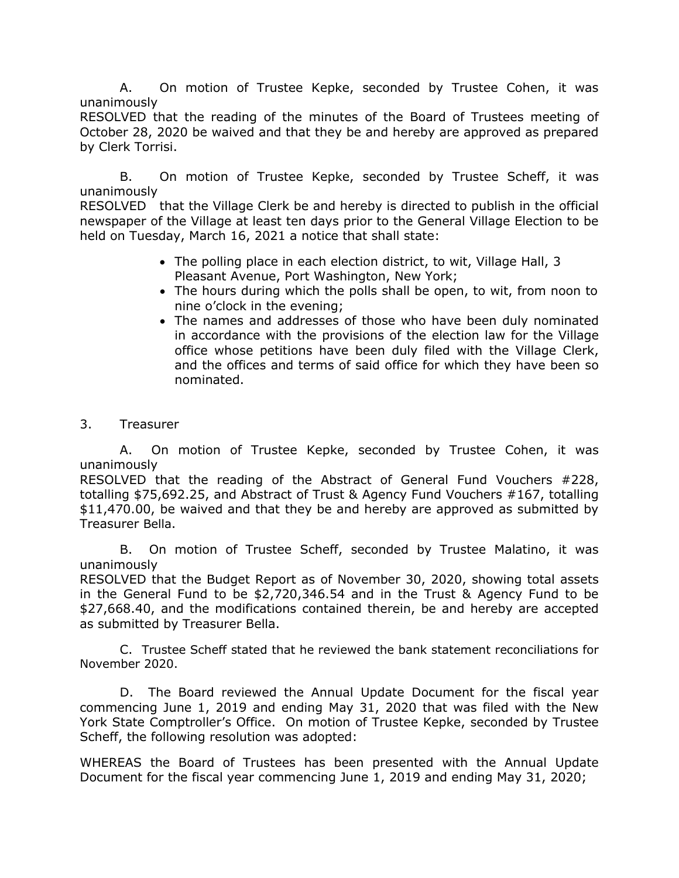A. On motion of Trustee Kepke, seconded by Trustee Cohen, it was unanimously
RESOLVED that the reading of the minutes of the Board of Trustees meeting of October 28, 2020 be waived and that they be and hereby are approved as prepared by Clerk Torrisi.

B. On motion of Trustee Kepke, seconded by Trustee Scheff, it was unanimously
RESOLVED that the Village Clerk be and hereby is directed to publish in the official newspaper of the Village at least ten days prior to the General Village Election to be held on Tuesday, March 16, 2021 a notice that shall state:

- The polling place in each election district, to wit, Village Hall, 3 Pleasant Avenue, Port Washington, New York;
- The hours during which the polls shall be open, to wit, from noon to nine o'clock in the evening;
- The names and addresses of those who have been duly nominated in accordance with the provisions of the election law for the Village office whose petitions have been duly filed with the Village Clerk, and the offices and terms of said office for which they have been so nominated.

3. Treasurer

A. On motion of Trustee Kepke, seconded by Trustee Cohen, it was unanimously
RESOLVED that the reading of the Abstract of General Fund Vouchers #228, totalling $75,692.25, and Abstract of Trust & Agency Fund Vouchers #167, totalling $11,470.00, be waived and that they be and hereby are approved as submitted by Treasurer Bella.

B. On motion of Trustee Scheff, seconded by Trustee Malatino, it was unanimously
RESOLVED that the Budget Report as of November 30, 2020, showing total assets in the General Fund to be $2,720,346.54 and in the Trust & Agency Fund to be $27,668.40, and the modifications contained therein, be and hereby are accepted as submitted by Treasurer Bella.

C. Trustee Scheff stated that he reviewed the bank statement reconciliations for November 2020.

D. The Board reviewed the Annual Update Document for the fiscal year commencing June 1, 2019 and ending May 31, 2020 that was filed with the New York State Comptroller's Office. On motion of Trustee Kepke, seconded by Trustee Scheff, the following resolution was adopted:

WHEREAS the Board of Trustees has been presented with the Annual Update Document for the fiscal year commencing June 1, 2019 and ending May 31, 2020;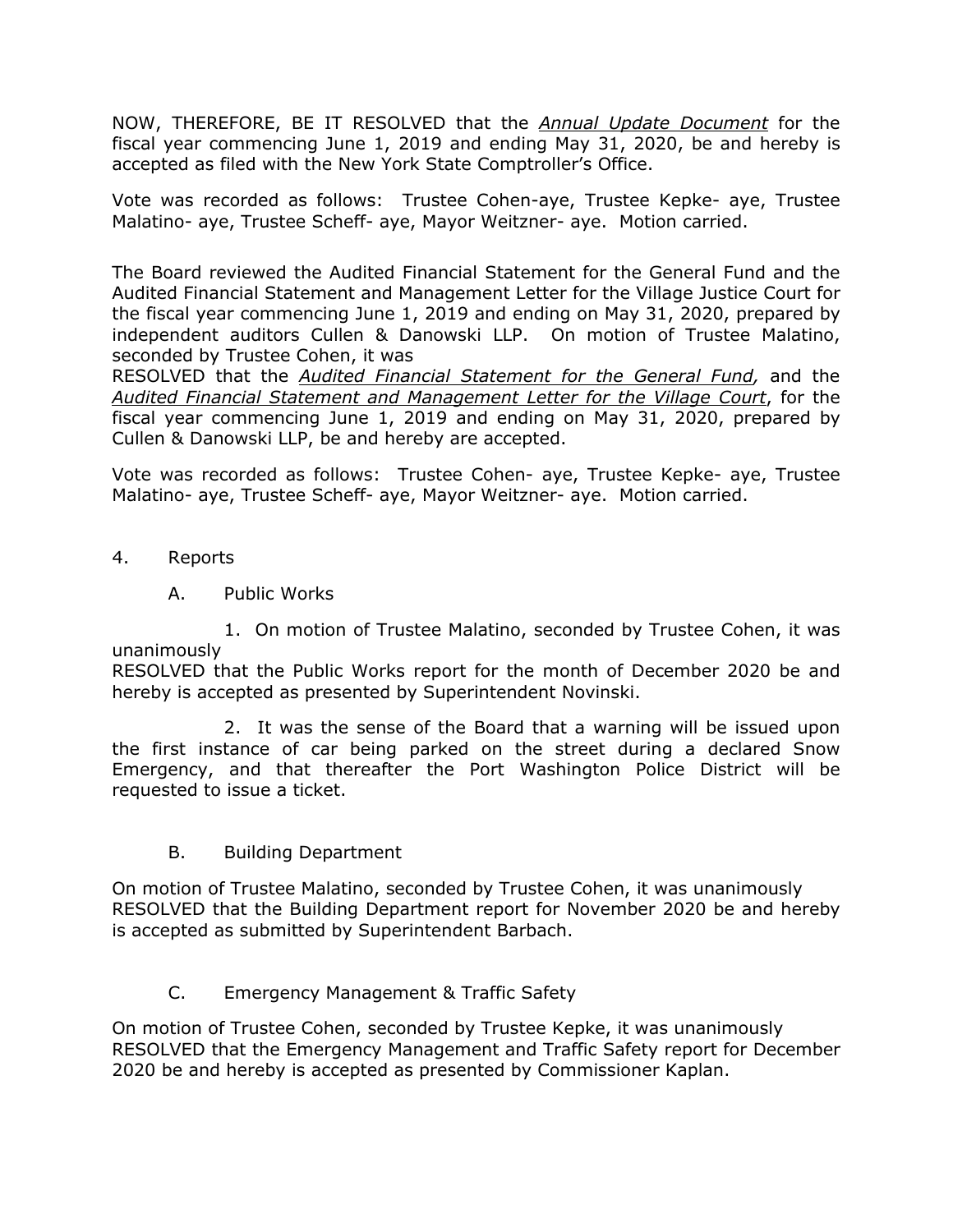NOW, THEREFORE, BE IT RESOLVED that the ***Annual Update Document*** for the fiscal year commencing June 1, 2019 and ending May 31, 2020, be and hereby is accepted as filed with the New York State Comptroller's Office.

Vote was recorded as follows: Trustee Cohen-aye, Trustee Kepke- aye, Trustee Malatino- aye, Trustee Scheff- aye, Mayor Weitzner- aye. Motion carried.

The Board reviewed the Audited Financial Statement for the General Fund and the Audited Financial Statement and Management Letter for the Village Justice Court for the fiscal year commencing June 1, 2019 and ending on May 31, 2020, prepared by independent auditors Cullen & Danowski LLP. On motion of Trustee Malatino, seconded by Trustee Cohen, it was
RESOLVED that the ***Audited Financial Statement for the General Fund,*** and the ***Audited Financial Statement and Management Letter for the Village Court***, for the fiscal year commencing June 1, 2019 and ending on May 31, 2020, prepared by Cullen & Danowski LLP, be and hereby are accepted.

Vote was recorded as follows: Trustee Cohen- aye, Trustee Kepke- aye, Trustee Malatino- aye, Trustee Scheff- aye, Mayor Weitzner- aye. Motion carried.

4. Reports

A. Public Works

1. On motion of Trustee Malatino, seconded by Trustee Cohen, it was unanimously
RESOLVED that the Public Works report for the month of December 2020 be and hereby is accepted as presented by Superintendent Novinski.

2. It was the sense of the Board that a warning will be issued upon the first instance of car being parked on the street during a declared Snow Emergency, and that thereafter the Port Washington Police District will be requested to issue a ticket.

B. Building Department

On motion of Trustee Malatino, seconded by Trustee Cohen, it was unanimously
RESOLVED that the Building Department report for November 2020 be and hereby is accepted as submitted by Superintendent Barbach.

C. Emergency Management & Traffic Safety

On motion of Trustee Cohen, seconded by Trustee Kepke, it was unanimously
RESOLVED that the Emergency Management and Traffic Safety report for December 2020 be and hereby is accepted as presented by Commissioner Kaplan.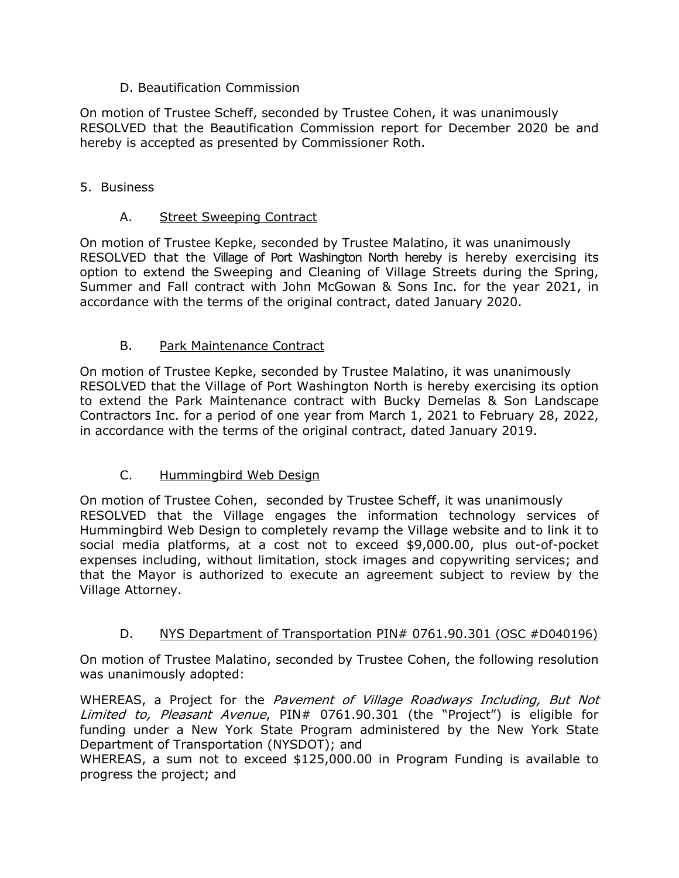D. Beautification Commission

On motion of Trustee Scheff, seconded by Trustee Cohen, it was unanimously RESOLVED that the Beautification Commission report for December 2020 be and hereby is accepted as presented by Commissioner Roth.

5. Business

A. <u>Street Sweeping Contract</u>

On motion of Trustee Kepke, seconded by Trustee Malatino, it was unanimously RESOLVED that the Village of Port Washington North hereby is hereby exercising its option to extend the Sweeping and Cleaning of Village Streets during the Spring, Summer and Fall contract with John McGowan & Sons Inc. for the year 2021, in accordance with the terms of the original contract, dated January 2020.

B. <u>Park Maintenance Contract</u>

On motion of Trustee Kepke, seconded by Trustee Malatino, it was unanimously RESOLVED that the Village of Port Washington North is hereby exercising its option to extend the Park Maintenance contract with Bucky Demelas & Son Landscape Contractors Inc. for a period of one year from March 1, 2021 to February 28, 2022, in accordance with the terms of the original contract, dated January 2019.

C. <u>Hummingbird Web Design</u>

On motion of Trustee Cohen, seconded by Trustee Scheff, it was unanimously RESOLVED that the Village engages the information technology services of Hummingbird Web Design to completely revamp the Village website and to link it to social media platforms, at a cost not to exceed $9,000.00, plus out-of-pocket expenses including, without limitation, stock images and copywriting services; and that the Mayor is authorized to execute an agreement subject to review by the Village Attorney.

D. <u>NYS Department of Transportation PIN# 0761.90.301 (OSC #D040196)</u>

On motion of Trustee Malatino, seconded by Trustee Cohen, the following resolution was unanimously adopted:

WHEREAS, a Project for the *Pavement of Village Roadways Including, But Not Limited to, Pleasant Avenue*, PIN# 0761.90.301 (the "Project") is eligible for funding under a New York State Program administered by the New York State Department of Transportation (NYSDOT); and
WHEREAS, a sum not to exceed $125,000.00 in Program Funding is available to progress the project; and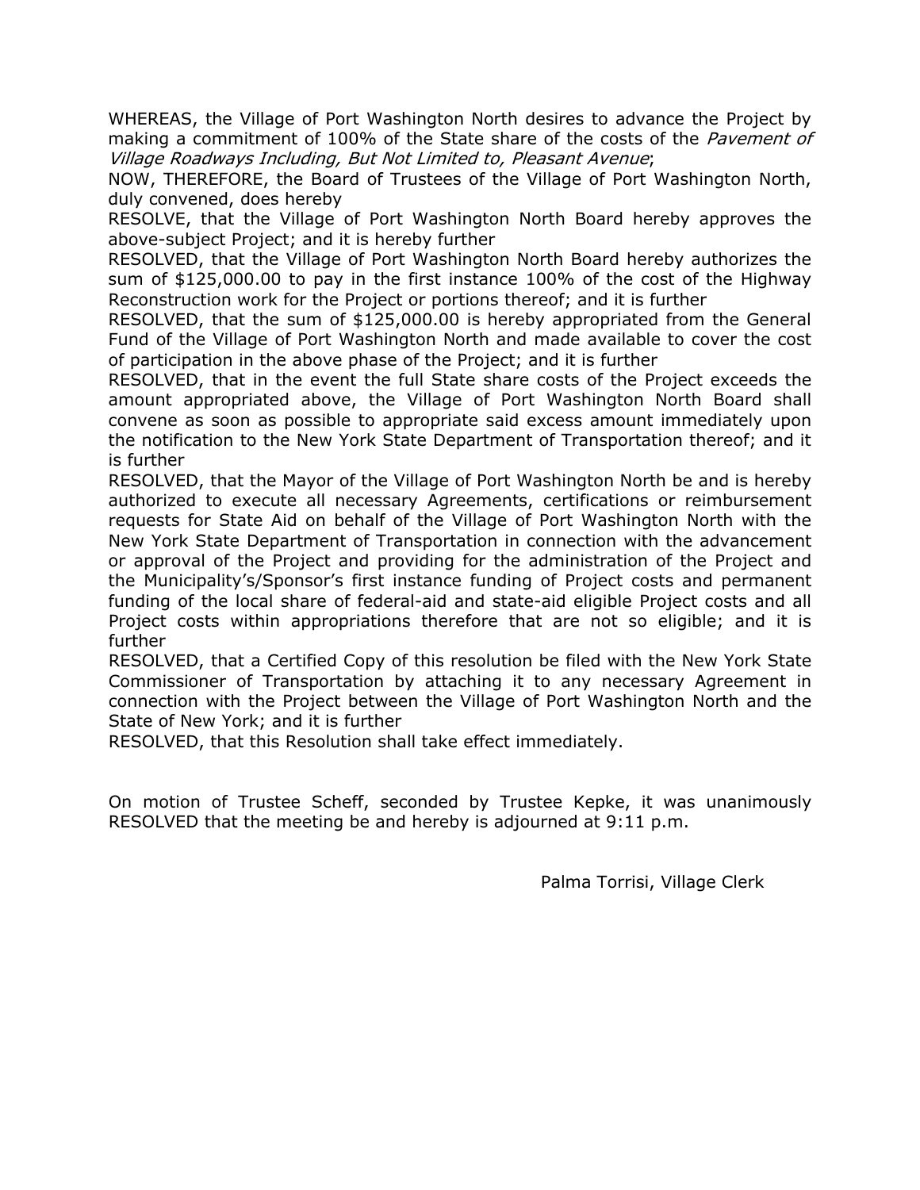WHEREAS, the Village of Port Washington North desires to advance the Project by making a commitment of 100% of the State share of the costs of the *Pavement of Village Roadways Including, But Not Limited to, Pleasant Avenue*;

NOW, THEREFORE, the Board of Trustees of the Village of Port Washington North, duly convened, does hereby

RESOLVE, that the Village of Port Washington North Board hereby approves the above-subject Project; and it is hereby further

RESOLVED, that the Village of Port Washington North Board hereby authorizes the sum of $125,000.00 to pay in the first instance 100% of the cost of the Highway Reconstruction work for the Project or portions thereof; and it is further

RESOLVED, that the sum of $125,000.00 is hereby appropriated from the General Fund of the Village of Port Washington North and made available to cover the cost of participation in the above phase of the Project; and it is further

RESOLVED, that in the event the full State share costs of the Project exceeds the amount appropriated above, the Village of Port Washington North Board shall convene as soon as possible to appropriate said excess amount immediately upon the notification to the New York State Department of Transportation thereof; and it is further

RESOLVED, that the Mayor of the Village of Port Washington North be and is hereby authorized to execute all necessary Agreements, certifications or reimbursement requests for State Aid on behalf of the Village of Port Washington North with the New York State Department of Transportation in connection with the advancement or approval of the Project and providing for the administration of the Project and the Municipality's/Sponsor's first instance funding of Project costs and permanent funding of the local share of federal-aid and state-aid eligible Project costs and all Project costs within appropriations therefore that are not so eligible; and it is further

RESOLVED, that a Certified Copy of this resolution be filed with the New York State Commissioner of Transportation by attaching it to any necessary Agreement in connection with the Project between the Village of Port Washington North and the State of New York; and it is further

RESOLVED, that this Resolution shall take effect immediately.

On motion of Trustee Scheff, seconded by Trustee Kepke, it was unanimously RESOLVED that the meeting be and hereby is adjourned at 9:11 p.m.

Palma Torrisi, Village Clerk